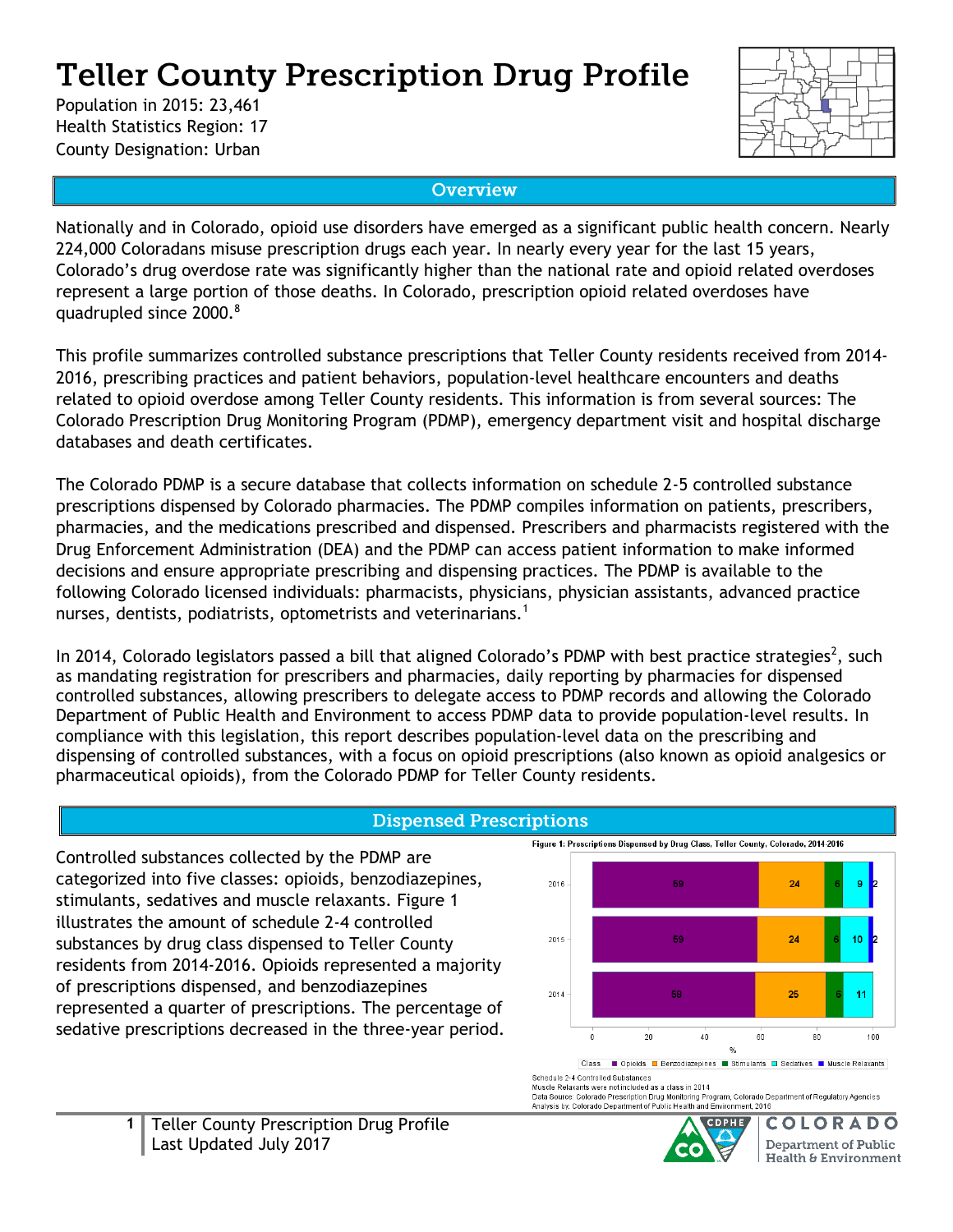# Teller County Prescription Drug Profile

Population in 2015: 23,461
Health Statistics Region: 17
County Designation: Urban

## Overview

Nationally and in Colorado, opioid use disorders have emerged as a significant public health concern. Nearly 224,000 Coloradans misuse prescription drugs each year. In nearly every year for the last 15 years, Colorado's drug overdose rate was significantly higher than the national rate and opioid related overdoses represent a large portion of those deaths. In Colorado, prescription opioid related overdoses have quadrupled since 2000.[8]

This profile summarizes controlled substance prescriptions that Teller County residents received from 2014-2016, prescribing practices and patient behaviors, population-level healthcare encounters and deaths related to opioid overdose among Teller County residents. This information is from several sources: The Colorado Prescription Drug Monitoring Program (PDMP), emergency department visit and hospital discharge databases and death certificates.

The Colorado PDMP is a secure database that collects information on schedule 2-5 controlled substance prescriptions dispensed by Colorado pharmacies. The PDMP compiles information on patients, prescribers, pharmacies, and the medications prescribed and dispensed. Prescribers and pharmacists registered with the Drug Enforcement Administration (DEA) and the PDMP can access patient information to make informed decisions and ensure appropriate prescribing and dispensing practices. The PDMP is available to the following Colorado licensed individuals: pharmacists, physicians, physician assistants, advanced practice nurses, dentists, podiatrists, optometrists and veterinarians.[1]

In 2014, Colorado legislators passed a bill that aligned Colorado's PDMP with best practice strategies[2], such as mandating registration for prescribers and pharmacies, daily reporting by pharmacies for dispensed controlled substances, allowing prescribers to delegate access to PDMP records and allowing the Colorado Department of Public Health and Environment to access PDMP data to provide population-level results. In compliance with this legislation, this report describes population-level data on the prescribing and dispensing of controlled substances, with a focus on opioid prescriptions (also known as opioid analgesics or pharmaceutical opioids), from the Colorado PDMP for Teller County residents.

## Dispensed Prescriptions

Controlled substances collected by the PDMP are categorized into five classes: opioids, benzodiazepines, stimulants, sedatives and muscle relaxants. Figure 1 illustrates the amount of schedule 2-4 controlled substances by drug class dispensed to Teller County residents from 2014-2016. Opioids represented a majority of prescriptions dispensed, and benzodiazepines represented a quarter of prescriptions. The percentage of sedative prescriptions decreased in the three-year period.

**Figure 1: Prescriptions Dispensed by Drug Class, Teller County, Colorado, 2014-2016**

| Year | Opioids (%) | Benzodiazepines (%) | Stimulants (%) | Sedatives (%) | Muscle Relaxants (%) |
|---|---|---|---|---|---|
| 2016 | 59 | 24 | 6 | 9 | 2 |
| 2015 | 59 | 24 | 6 | 10 | 2 |
| 2014 | 58 | 25 | 6 | 11 | |

Schedule 2-4 Controlled Substances
Muscle Relaxants were not included as a class in 2014
Data Source: Colorado Prescription Drug Monitoring Program, Colorado Department of Regulatory Agencies
Analysis by: Colorado Department of Public Health and Environment, 2016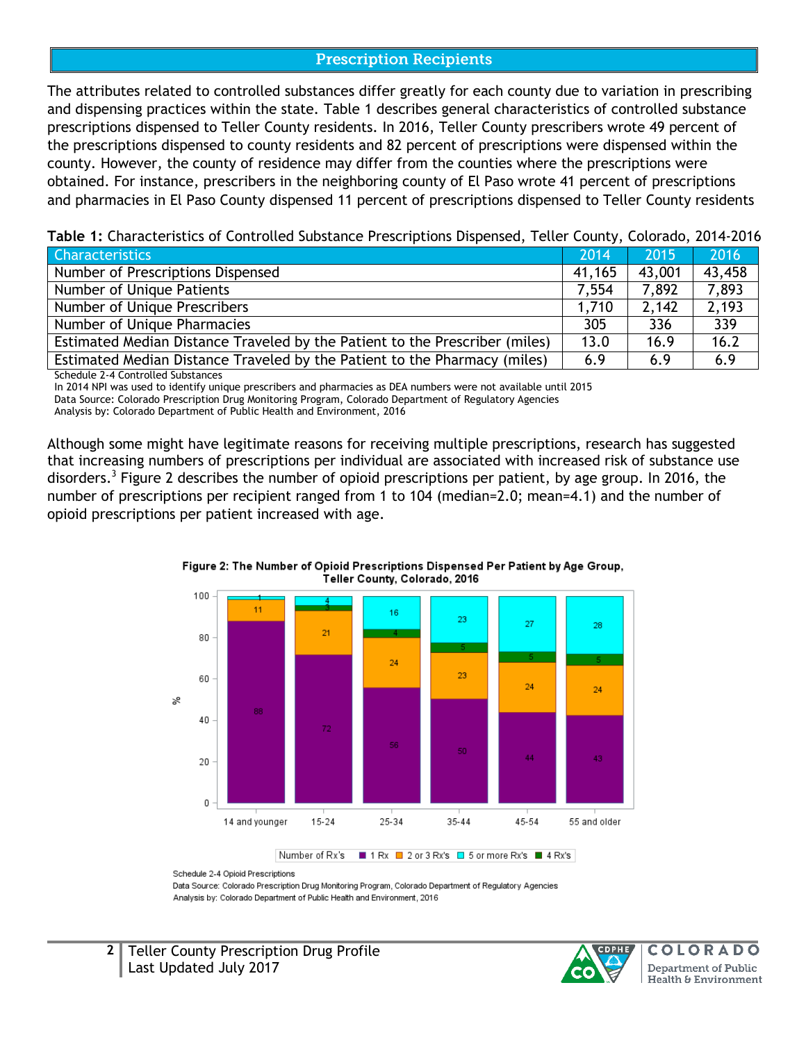## Prescription Recipients

The attributes related to controlled substances differ greatly for each county due to variation in prescribing and dispensing practices within the state. Table 1 describes general characteristics of controlled substance prescriptions dispensed to Teller County residents. In 2016, Teller County prescribers wrote 49 percent of the prescriptions dispensed to county residents and 82 percent of prescriptions were dispensed within the county. However, the county of residence may differ from the counties where the prescriptions were obtained. For instance, prescribers in the neighboring county of El Paso wrote 41 percent of prescriptions and pharmacies in El Paso County dispensed 11 percent of prescriptions dispensed to Teller County residents

**Table 1:** Characteristics of Controlled Substance Prescriptions Dispensed, Teller County, Colorado, 2014-2016

| Characteristics | 2014 | 2015 | 2016 |
|---|---|---|---|
| Number of Prescriptions Dispensed | 41,165 | 43,001 | 43,458 |
| Number of Unique Patients | 7,554 | 7,892 | 7,893 |
| Number of Unique Prescribers | 1,710 | 2,142 | 2,193 |
| Number of Unique Pharmacies | 305 | 336 | 339 |
| Estimated Median Distance Traveled by the Patient to the Prescriber (miles) | 13.0 | 16.9 | 16.2 |
| Estimated Median Distance Traveled by the Patient to the Pharmacy (miles) | 6.9 | 6.9 | 6.9 |

Schedule 2-4 Controlled Substances
In 2014 NPI was used to identify unique prescribers and pharmacies as DEA numbers were not available until 2015
Data Source: Colorado Prescription Drug Monitoring Program, Colorado Department of Regulatory Agencies
Analysis by: Colorado Department of Public Health and Environment, 2016

Although some might have legitimate reasons for receiving multiple prescriptions, research has suggested that increasing numbers of prescriptions per individual are associated with increased risk of substance use disorders.[3] Figure 2 describes the number of opioid prescriptions per patient, by age group. In 2016, the number of prescriptions per recipient ranged from 1 to 104 (median=2.0; mean=4.1) and the number of opioid prescriptions per patient increased with age.

**Figure 2: The Number of Opioid Prescriptions Dispensed Per Patient by Age Group, Teller County, Colorado, 2016**

| Age Group | 1 Rx (%) | 2 or 3 Rx's (%) | 4 Rx's (%) | 5 or more Rx's (%) |
|---|---|---|---|---|
| 14 and younger | 88 | 11 | | 1 |
| 15-24 | 72 | 21 | 3 | 4 |
| 25-34 | 56 | 24 | 4 | 16 |
| 35-44 | 50 | 23 | 5 | 23 |
| 45-54 | 44 | 24 | 5 | 27 |
| 55 and older | 43 | 24 | 5 | 28 |

Schedule 2-4 Opioid Prescriptions
Data Source: Colorado Prescription Drug Monitoring Program, Colorado Department of Regulatory Agencies
Analysis by: Colorado Department of Public Health and Environment, 2016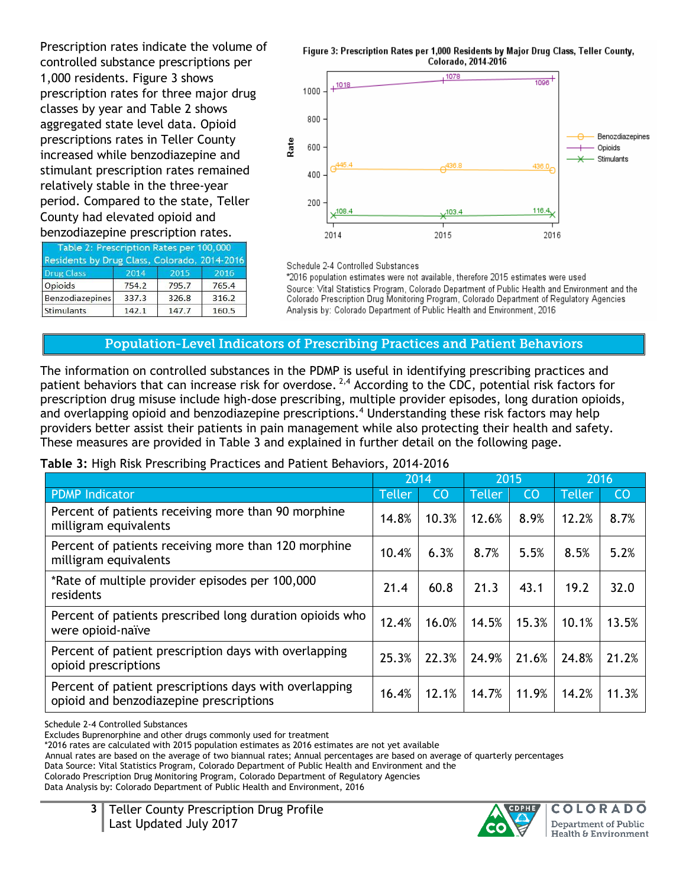Prescription rates indicate the volume of controlled substance prescriptions per 1,000 residents. Figure 3 shows prescription rates for three major drug classes by year and Table 2 shows aggregated state level data. Opioid prescriptions rates in Teller County increased while benzodiazepine and stimulant prescription rates remained relatively stable in the three-year period. Compared to the state, Teller County had elevated opioid and benzodiazepine prescription rates.

| Table 2: Prescription Rates per 100,000 Residents by Drug Class, Colorado, 2014-2016 | | | |
|---|---|---|---|
| Drug Class | 2014 | 2015 | 2016 |
| Opioids | 754.2 | 795.7 | 765.4 |
| Benzodiazepines | 337.3 | 326.8 | 316.2 |
| Stimulants | 142.1 | 147.7 | 160.5 |

**Figure 3: Prescription Rates per 1,000 Residents by Major Drug Class, Teller County, Colorado, 2014-2016**

| Drug Class | 2014 | 2015 | 2016 |
|---|---|---|---|
| Benzodiazepines | 445.4 | 436.8 | 436.0 |
| Opioids | 1018 | 1078 | 1096 |
| Stimulants | 108.4 | 103.4 | 116.4 |

Schedule 2-4 Controlled Substances
*2016 population estimates were not available, therefore 2015 estimates were used
Source: Vital Statistics Program, Colorado Department of Public Health and Environment and the Colorado Prescription Drug Monitoring Program, Colorado Department of Regulatory Agencies
Analysis by: Colorado Department of Public Health and Environment, 2016

## Population-Level Indicators of Prescribing Practices and Patient Behaviors

The information on controlled substances in the PDMP is useful in identifying prescribing practices and patient behaviors that can increase risk for overdose.[2,4] According to the CDC, potential risk factors for prescription drug misuse include high-dose prescribing, multiple provider episodes, long duration opioids, and overlapping opioid and benzodiazepine prescriptions.[4] Understanding these risk factors may help providers better assist their patients in pain management while also protecting their health and safety. These measures are provided in Table 3 and explained in further detail on the following page.

**Table 3:** High Risk Prescribing Practices and Patient Behaviors, 2014-2016

| | 2014 | | 2015 | | 2016 | |
|---|---|---|---|---|---|---|
| PDMP Indicator | Teller | CO | Teller | CO | Teller | CO |
| Percent of patients receiving more than 90 morphine milligram equivalents | 14.8% | 10.3% | 12.6% | 8.9% | 12.2% | 8.7% |
| Percent of patients receiving more than 120 morphine milligram equivalents | 10.4% | 6.3% | 8.7% | 5.5% | 8.5% | 5.2% |
| *Rate of multiple provider episodes per 100,000 residents | 21.4 | 60.8 | 21.3 | 43.1 | 19.2 | 32.0 |
| Percent of patients prescribed long duration opioids who were opioid-naïve | 12.4% | 16.0% | 14.5% | 15.3% | 10.1% | 13.5% |
| Percent of patient prescription days with overlapping opioid prescriptions | 25.3% | 22.3% | 24.9% | 21.6% | 24.8% | 21.2% |
| Percent of patient prescriptions days with overlapping opioid and benzodiazepine prescriptions | 16.4% | 12.1% | 14.7% | 11.9% | 14.2% | 11.3% |

Schedule 2-4 Controlled Substances
Excludes Buprenorphine and other drugs commonly used for treatment
*2016 rates are calculated with 2015 population estimates as 2016 estimates are not yet available
Annual rates are based on the average of two biannual rates; Annual percentages are based on average of quarterly percentages
Data Source: Vital Statistics Program, Colorado Department of Public Health and Environment and the Colorado Prescription Drug Monitoring Program, Colorado Department of Regulatory Agencies
Data Analysis by: Colorado Department of Public Health and Environment, 2016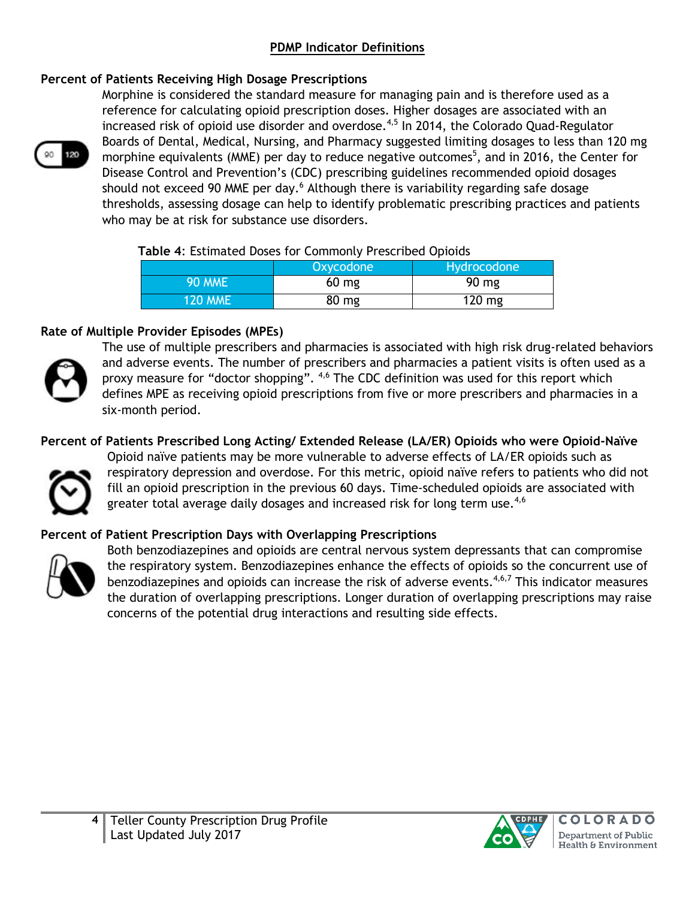## PDMP Indicator Definitions

### Percent of Patients Receiving High Dosage Prescriptions

Morphine is considered the standard measure for managing pain and is therefore used as a reference for calculating opioid prescription doses. Higher dosages are associated with an increased risk of opioid use disorder and overdose.[4,5] In 2014, the Colorado Quad-Regulator Boards of Dental, Medical, Nursing, and Pharmacy suggested limiting dosages to less than 120 mg morphine equivalents (MME) per day to reduce negative outcomes[5], and in 2016, the Center for Disease Control and Prevention's (CDC) prescribing guidelines recommended opioid dosages should not exceed 90 MME per day.[6] Although there is variability regarding safe dosage thresholds, assessing dosage can help to identify problematic prescribing practices and patients who may be at risk for substance use disorders.

**Table 4**: Estimated Doses for Commonly Prescribed Opioids

| | Oxycodone | Hydrocodone |
|---|---|---|
| 90 MME | 60 mg | 90 mg |
| 120 MME | 80 mg | 120 mg |

### Rate of Multiple Provider Episodes (MPEs)

The use of multiple prescribers and pharmacies is associated with high risk drug-related behaviors and adverse events. The number of prescribers and pharmacies a patient visits is often used as a proxy measure for "doctor shopping". [4,6] The CDC definition was used for this report which defines MPE as receiving opioid prescriptions from five or more prescribers and pharmacies in a six-month period.

### Percent of Patients Prescribed Long Acting/ Extended Release (LA/ER) Opioids who were Opioid-Naïve

Opioid naïve patients may be more vulnerable to adverse effects of LA/ER opioids such as respiratory depression and overdose. For this metric, opioid naïve refers to patients who did not fill an opioid prescription in the previous 60 days. Time-scheduled opioids are associated with greater total average daily dosages and increased risk for long term use.[4,6]

### Percent of Patient Prescription Days with Overlapping Prescriptions

Both benzodiazepines and opioids are central nervous system depressants that can compromise the respiratory system. Benzodiazepines enhance the effects of opioids so the concurrent use of benzodiazepines and opioids can increase the risk of adverse events.[4,6,7] This indicator measures the duration of overlapping prescriptions. Longer duration of overlapping prescriptions may raise concerns of the potential drug interactions and resulting side effects.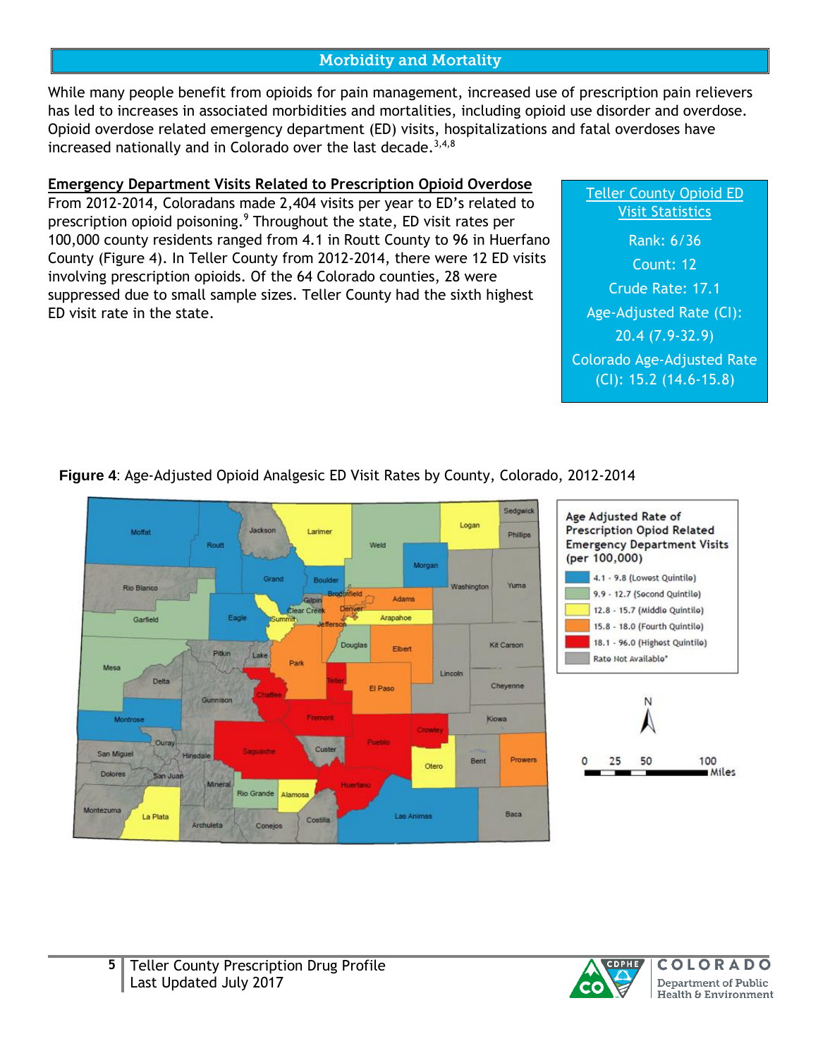## Morbidity and Mortality

While many people benefit from opioids for pain management, increased use of prescription pain relievers has led to increases in associated morbidities and mortalities, including opioid use disorder and overdose. Opioid overdose related emergency department (ED) visits, hospitalizations and fatal overdoses have increased nationally and in Colorado over the last decade.[3,4,8]

### Emergency Department Visits Related to Prescription Opioid Overdose

From 2012-2014, Coloradans made 2,404 visits per year to ED's related to prescription opioid poisoning.[9] Throughout the state, ED visit rates per 100,000 county residents ranged from 4.1 in Routt County to 96 in Huerfano County (Figure 4). In Teller County from 2012-2014, there were 12 ED visits involving prescription opioids. Of the 64 Colorado counties, 28 were suppressed due to small sample sizes. Teller County had the sixth highest ED visit rate in the state.

**Teller County Opioid ED Visit Statistics**

Rank: 6/36

Count: 12

Crude Rate: 17.1

Age-Adjusted Rate (CI): 20.4 (7.9-32.9)

Colorado Age-Adjusted Rate (CI): 15.2 (14.6-15.8)

**Figure 4**: Age-Adjusted Opioid Analgesic ED Visit Rates by County, Colorado, 2012-2014

Age Adjusted Rate of Prescription Opiod Related Emergency Department Visits (per 100,000)

- 4.1 - 9.8 (Lowest Quintile)
- 9.9 - 12.7 (Second Quintile)
- 12.8 - 15.7 (Middle Quintile)
- 15.8 - 18.0 (Fourth Quintile)
- 18.1 - 96.0 (Highest Quintile)
- Rate Not Available*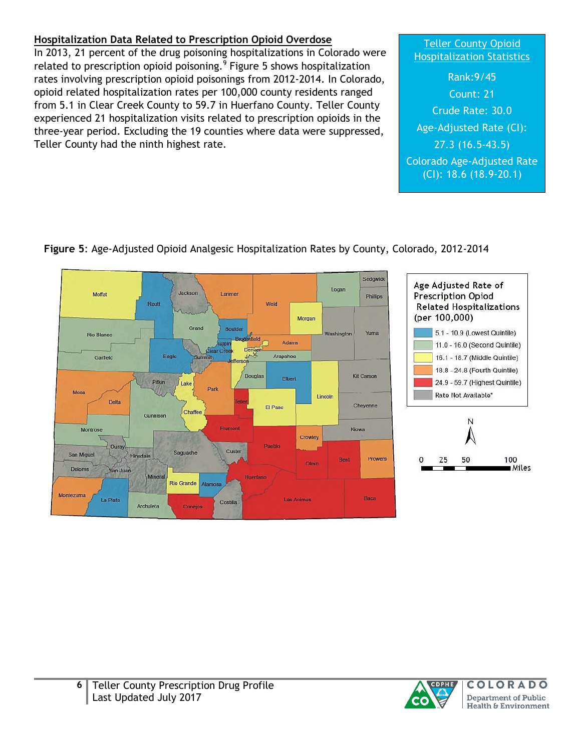**Hospitalization Data Related to Prescription Opioid Overdose**

In 2013, 21 percent of the drug poisoning hospitalizations in Colorado were related to prescription opioid poisoning.[9] Figure 5 shows hospitalization rates involving prescription opioid poisonings from 2012-2014. In Colorado, opioid related hospitalization rates per 100,000 county residents ranged from 5.1 in Clear Creek County to 59.7 in Huerfano County. Teller County experienced 21 hospitalization visits related to prescription opioids in the three-year period. Excluding the 19 counties where data were suppressed, Teller County had the ninth highest rate.

**Teller County Opioid Hospitalization Statistics**

Rank: 9/45

Count: 21

Crude Rate: 30.0

Age-Adjusted Rate (CI): 27.3 (16.5-43.5)

Colorado Age-Adjusted Rate (CI): 18.6 (18.9-20.1)

**Figure 5**: Age-Adjusted Opioid Analgesic Hospitalization Rates by County, Colorado, 2012-2014

Age Adjusted Rate of Prescription Opioid Related Hospitalizations (per 100,000)

- 5.1 - 10.9 (Lowest Quintile)
- 11.0 - 16.0 (Second Quintile)
- 16.1 - 18.7 (Middle Quintile)
- 18.8 - 24.8 (Fourth Quintile)
- 24.9 - 59.7 (Highest Quintile)
- Rate Not Available*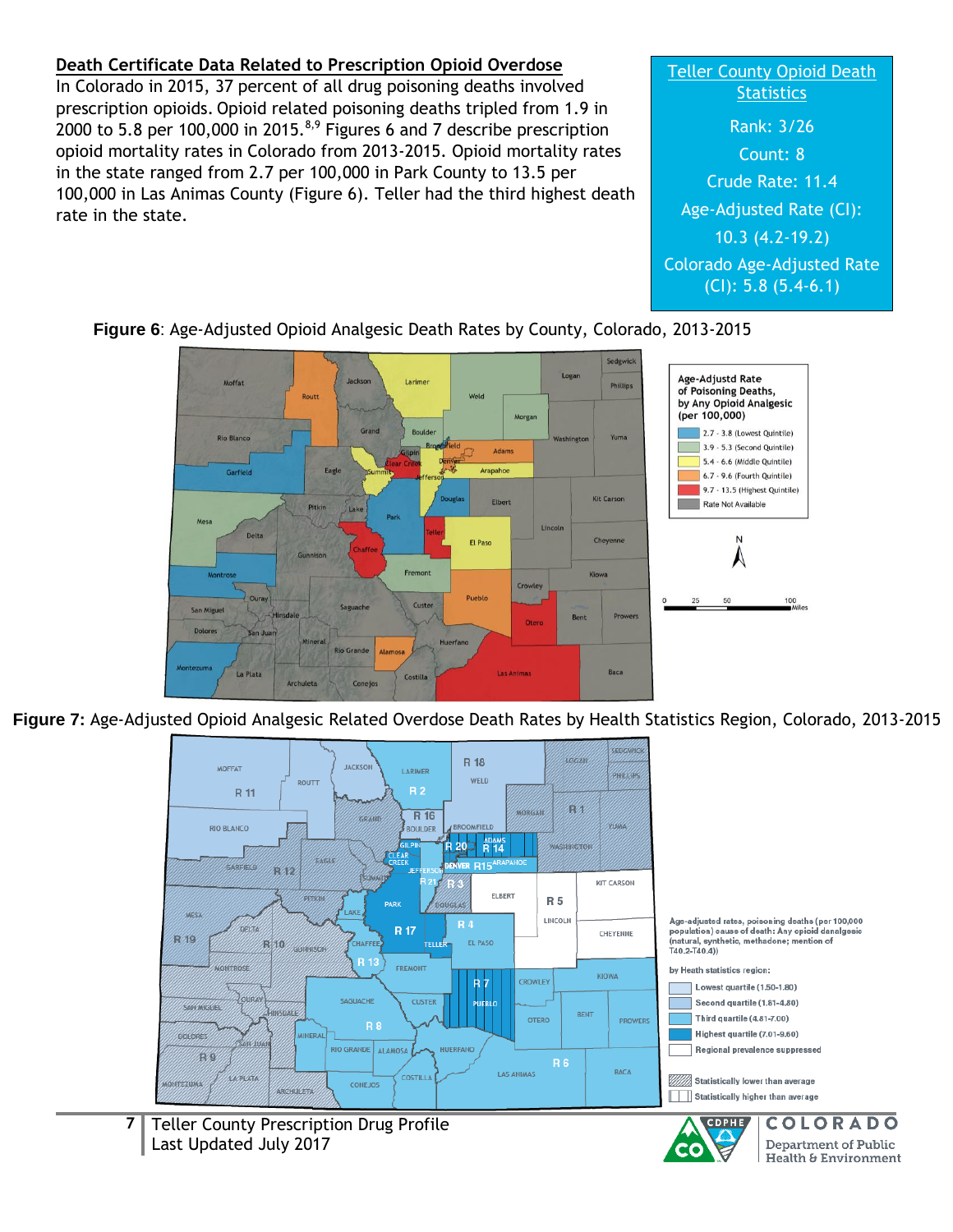## Death Certificate Data Related to Prescription Opioid Overdose

In Colorado in 2015, 37 percent of all drug poisoning deaths involved prescription opioids. Opioid related poisoning deaths tripled from 1.9 in 2000 to 5.8 per 100,000 in 2015.[8,9] Figures 6 and 7 describe prescription opioid mortality rates in Colorado from 2013-2015. Opioid mortality rates in the state ranged from 2.7 per 100,000 in Park County to 13.5 per 100,000 in Las Animas County (Figure 6). Teller had the third highest death rate in the state.

**Teller County Opioid Death Statistics**

Rank: 3/26

Count: 8

Crude Rate: 11.4

Age-Adjusted Rate (CI): 10.3 (4.2-19.2)

Colorado Age-Adjusted Rate (CI): 5.8 (5.4-6.1)

**Figure 6**: Age-Adjusted Opioid Analgesic Death Rates by County, Colorado, 2013-2015

Age-Adjustd Rate of Poisoning Deaths, by Any Opioid Analgesic (per 100,000)

- 2.7 - 3.8 (Lowest Quintile)
- 3.9 - 5.3 (Second Quintile)
- 5.4 - 6.6 (Middle Quintile)
- 6.7 - 9.6 (Fourth Quintile)
- 9.7 - 13.5 (Highest Quintile)
- Rate Not Available

**Figure 7:** Age-Adjusted Opioid Analgesic Related Overdose Death Rates by Health Statistics Region, Colorado, 2013-2015

Age-adjusted rates, poisoning deaths (per 100,000 population) cause of death: Any opioid analgesic (natural, synthetic, methadone; mention of T40.2-T40.4))

by Heath statistics region:

- Lowest quartile (1.50-1.80)
- Second quartile (1.81-4.80)
- Third quartile (4.81-7.00)
- Highest quartile (7.01-9.60)
- Regional prevalence suppressed
- Statistically lower than average
- Statistically higher than average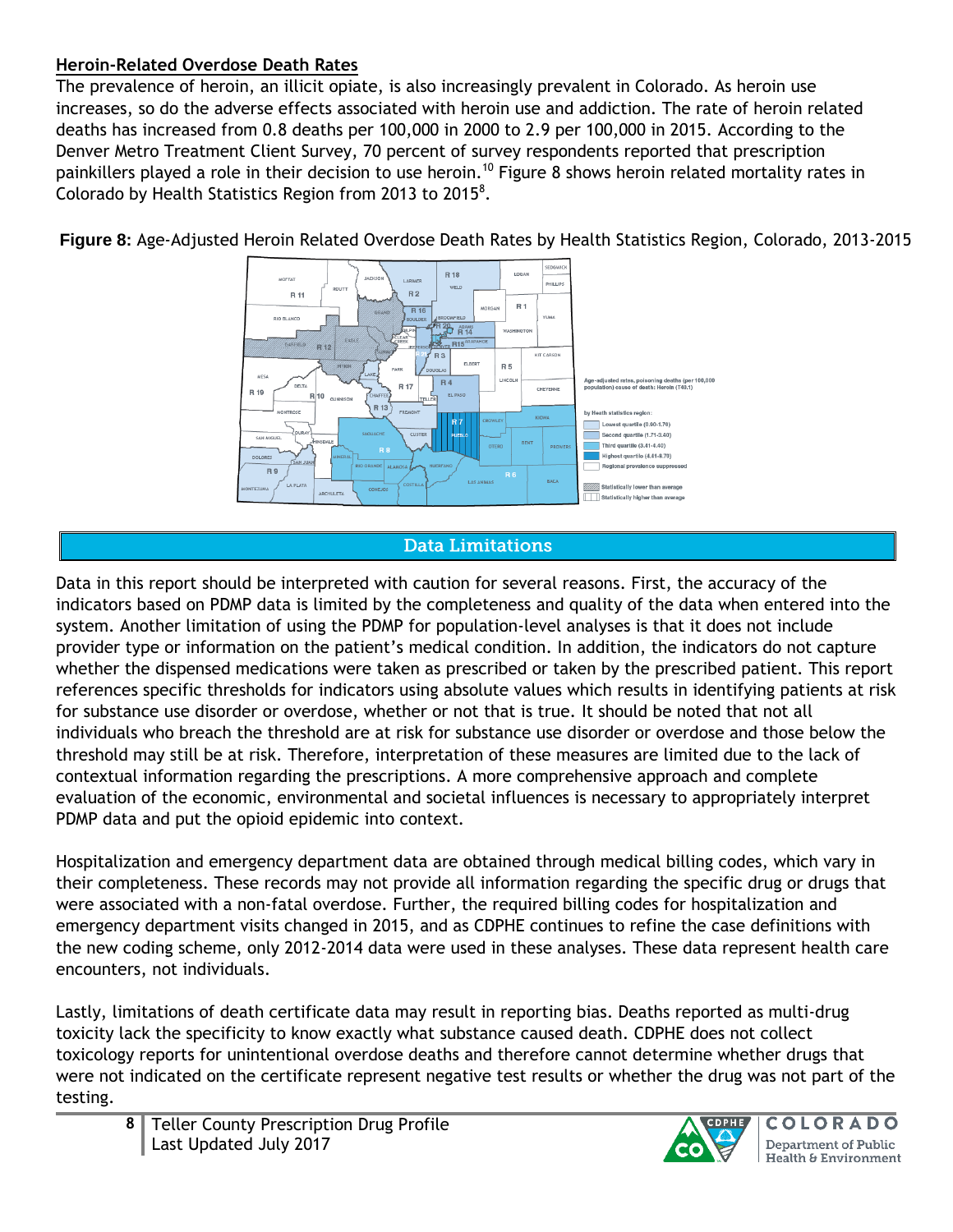## Heroin-Related Overdose Death Rates

The prevalence of heroin, an illicit opiate, is also increasingly prevalent in Colorado. As heroin use increases, so do the adverse effects associated with heroin use and addiction. The rate of heroin related deaths has increased from 0.8 deaths per 100,000 in 2000 to 2.9 per 100,000 in 2015. According to the Denver Metro Treatment Client Survey, 70 percent of survey respondents reported that prescription painkillers played a role in their decision to use heroin.[10] Figure 8 shows heroin related mortality rates in Colorado by Health Statistics Region from 2013 to 2015[8].

**Figure 8:** Age-Adjusted Heroin Related Overdose Death Rates by Health Statistics Region, Colorado, 2013-2015

## Data Limitations

Data in this report should be interpreted with caution for several reasons. First, the accuracy of the indicators based on PDMP data is limited by the completeness and quality of the data when entered into the system. Another limitation of using the PDMP for population-level analyses is that it does not include provider type or information on the patient's medical condition. In addition, the indicators do not capture whether the dispensed medications were taken as prescribed or taken by the prescribed patient. This report references specific thresholds for indicators using absolute values which results in identifying patients at risk for substance use disorder or overdose, whether or not that is true. It should be noted that not all individuals who breach the threshold are at risk for substance use disorder or overdose and those below the threshold may still be at risk. Therefore, interpretation of these measures are limited due to the lack of contextual information regarding the prescriptions. A more comprehensive approach and complete evaluation of the economic, environmental and societal influences is necessary to appropriately interpret PDMP data and put the opioid epidemic into context.

Hospitalization and emergency department data are obtained through medical billing codes, which vary in their completeness. These records may not provide all information regarding the specific drug or drugs that were associated with a non-fatal overdose. Further, the required billing codes for hospitalization and emergency department visits changed in 2015, and as CDPHE continues to refine the case definitions with the new coding scheme, only 2012-2014 data were used in these analyses. These data represent health care encounters, not individuals.

Lastly, limitations of death certificate data may result in reporting bias. Deaths reported as multi-drug toxicity lack the specificity to know exactly what substance caused death. CDPHE does not collect toxicology reports for unintentional overdose deaths and therefore cannot determine whether drugs that were not indicated on the certificate represent negative test results or whether the drug was not part of the testing.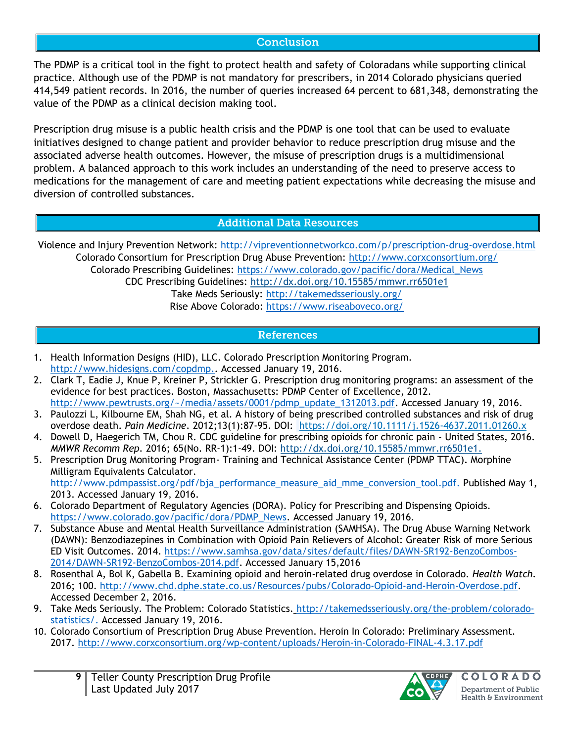## Conclusion

The PDMP is a critical tool in the fight to protect health and safety of Coloradans while supporting clinical practice. Although use of the PDMP is not mandatory for prescribers, in 2014 Colorado physicians queried 414,549 patient records. In 2016, the number of queries increased 64 percent to 681,348, demonstrating the value of the PDMP as a clinical decision making tool.

Prescription drug misuse is a public health crisis and the PDMP is one tool that can be used to evaluate initiatives designed to change patient and provider behavior to reduce prescription drug misuse and the associated adverse health outcomes. However, the misuse of prescription drugs is a multidimensional problem. A balanced approach to this work includes an understanding of the need to preserve access to medications for the management of care and meeting patient expectations while decreasing the misuse and diversion of controlled substances.

## Additional Data Resources

Violence and Injury Prevention Network: http://vipreventionnetworkco.com/p/prescription-drug-overdose.html
Colorado Consortium for Prescription Drug Abuse Prevention: http://www.corxconsortium.org/
Colorado Prescribing Guidelines: https://www.colorado.gov/pacific/dora/Medical_News
CDC Prescribing Guidelines: http://dx.doi.org/10.15585/mmwr.rr6501e1
Take Meds Seriously: http://takemedsseriously.org/
Rise Above Colorado: https://www.riseaboveco.org/

## References

1. Health Information Designs (HID), LLC. Colorado Prescription Monitoring Program. http://www.hidesigns.com/copdmp.. Accessed January 19, 2016.
2. Clark T, Eadie J, Knue P, Kreiner P, Strickler G. Prescription drug monitoring programs: an assessment of the evidence for best practices. Boston, Massachusetts: PDMP Center of Excellence, 2012. http://www.pewtrusts.org/~/media/assets/0001/pdmp_update_1312013.pdf. Accessed January 19, 2016.
3. Paulozzi L, Kilbourne EM, Shah NG, et al. A history of being prescribed controlled substances and risk of drug overdose death. *Pain Medicine*. 2012;13(1):87-95. DOI: https://doi.org/10.1111/j.1526-4637.2011.01260.x
4. Dowell D, Haegerich TM, Chou R. CDC guideline for prescribing opioids for chronic pain - United States, 2016. *MMWR Recomm Rep*. 2016; 65(No. RR-1):1-49. DOI: http://dx.doi.org/10.15585/mmwr.rr6501e1.
5. Prescription Drug Monitoring Program- Training and Technical Assistance Center (PDMP TTAC). Morphine Milligram Equivalents Calculator. http://www.pdmpassist.org/pdf/bja_performance_measure_aid_mme_conversion_tool.pdf. Published May 1, 2013. Accessed January 19, 2016.
6. Colorado Department of Regulatory Agencies (DORA). Policy for Prescribing and Dispensing Opioids. https://www.colorado.gov/pacific/dora/PDMP_News. Accessed January 19, 2016.
7. Substance Abuse and Mental Health Surveillance Administration (SAMHSA). The Drug Abuse Warning Network (DAWN): Benzodiazepines in Combination with Opioid Pain Relievers of Alcohol: Greater Risk of more Serious ED Visit Outcomes. 2014. https://www.samhsa.gov/data/sites/default/files/DAWN-SR192-BenzoCombos-2014/DAWN-SR192-BenzoCombos-2014.pdf. Accessed January 15,2016
8. Rosenthal A, Bol K, Gabella B. Examining opioid and heroin-related drug overdose in Colorado. *Health Watch*. 2016; 100. http://www.chd.dphe.state.co.us/Resources/pubs/Colorado-Opioid-and-Heroin-Overdose.pdf. Accessed December 2, 2016.
9. Take Meds Seriously. The Problem: Colorado Statistics. http://takemedsseriously.org/the-problem/colorado-statistics/. Accessed January 19, 2016.
10. Colorado Consortium of Prescription Drug Abuse Prevention. Heroin In Colorado: Preliminary Assessment. 2017. http://www.corxconsortium.org/wp-content/uploads/Heroin-in-Colorado-FINAL-4.3.17.pdf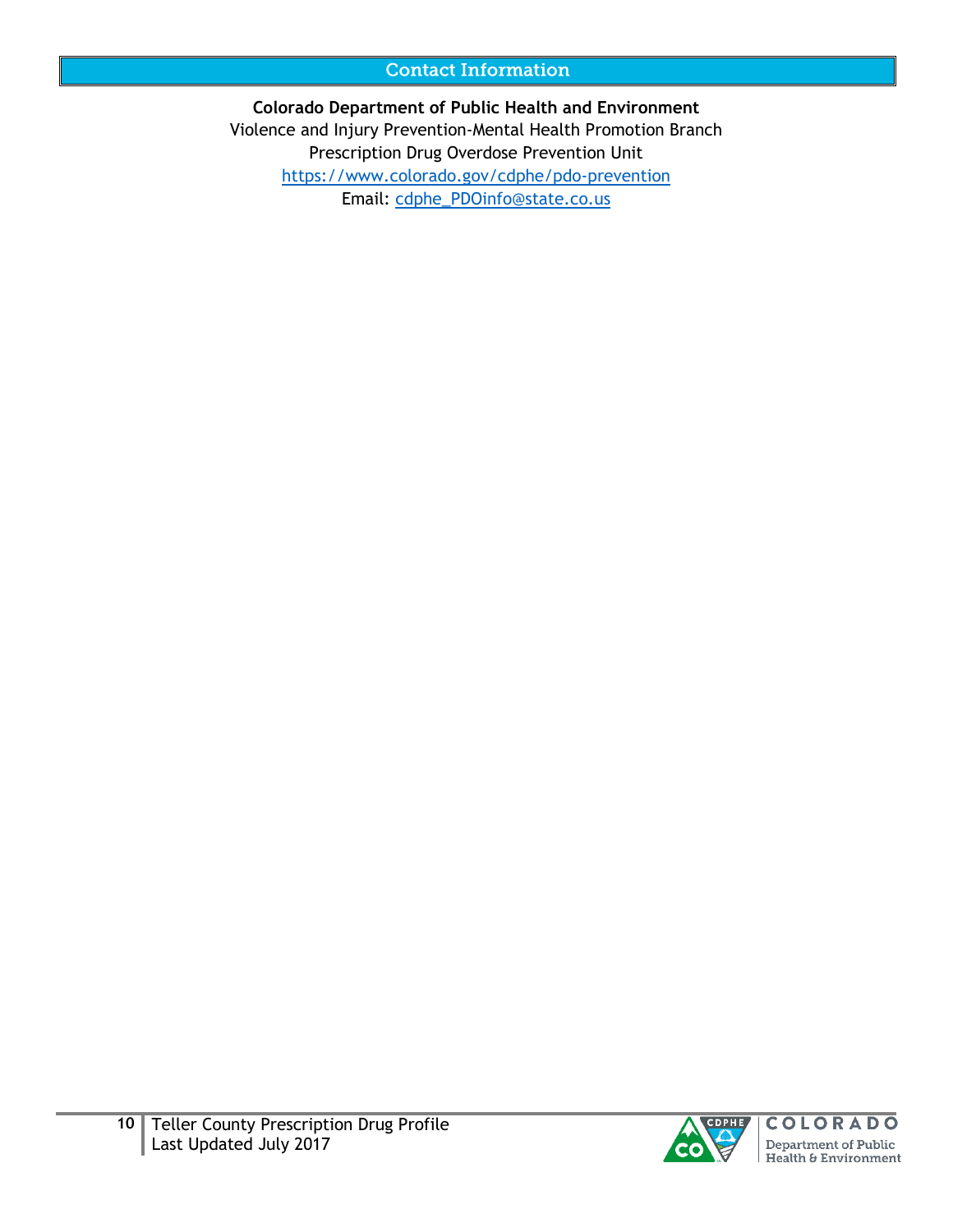## Contact Information

**Colorado Department of Public Health and Environment**

Violence and Injury Prevention-Mental Health Promotion Branch

Prescription Drug Overdose Prevention Unit

https://www.colorado.gov/cdphe/pdo-prevention

Email: cdphe_PDOinfo@state.co.us